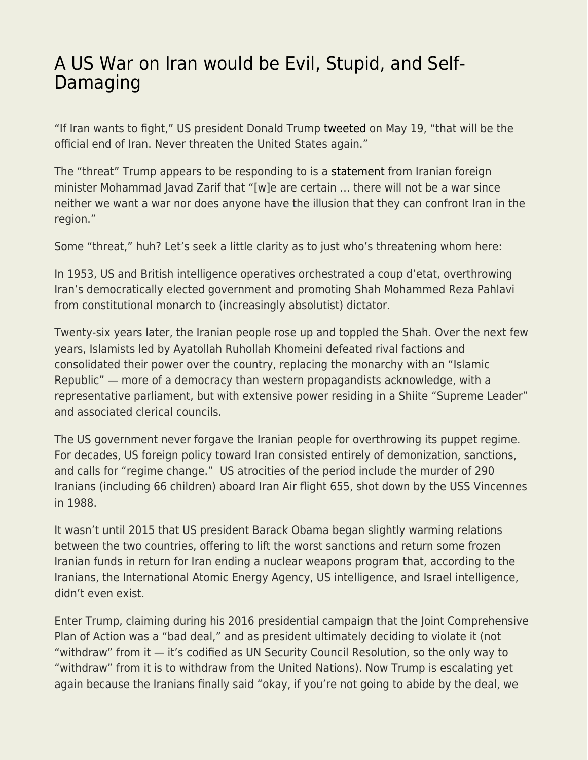# A US War on Iran would be Evil, Stupid, and Self-Damaging

"If Iran wants to fight," US president Donald Trump tweeted on May 19, "that will be the official end of Iran. Never threaten the United States again."

The "threat" Trump appears to be responding to is a statement from Iranian foreign minister Mohammad Javad Zarif that "[w]e are certain … there will not be a war since neither we want a war nor does anyone have the illusion that they can confront Iran in the region."

Some "threat," huh? Let's seek a little clarity as to just who's threatening whom here:

In 1953, US and British intelligence operatives orchestrated a coup d'etat, overthrowing Iran's democratically elected government and promoting Shah Mohammed Reza Pahlavi from constitutional monarch to (increasingly absolutist) dictator.

Twenty-six years later, the Iranian people rose up and toppled the Shah. Over the next few years, Islamists led by Ayatollah Ruhollah Khomeini defeated rival factions and consolidated their power over the country, replacing the monarchy with an "Islamic Republic" — more of a democracy than western propagandists acknowledge, with a representative parliament, but with extensive power residing in a Shiite "Supreme Leader" and associated clerical councils.

The US government never forgave the Iranian people for overthrowing its puppet regime. For decades, US foreign policy toward Iran consisted entirely of demonization, sanctions, and calls for "regime change." US atrocities of the period include the murder of 290 Iranians (including 66 children) aboard Iran Air flight 655, shot down by the USS Vincennes in 1988.

It wasn't until 2015 that US president Barack Obama began slightly warming relations between the two countries, offering to lift the worst sanctions and return some frozen Iranian funds in return for Iran ending a nuclear weapons program that, according to the Iranians, the International Atomic Energy Agency, US intelligence, and Israel intelligence, didn't even exist.

Enter Trump, claiming during his 2016 presidential campaign that the Joint Comprehensive Plan of Action was a "bad deal," and as president ultimately deciding to violate it (not "withdraw" from it — it's codified as UN Security Council Resolution, so the only way to "withdraw" from it is to withdraw from the United Nations). Now Trump is escalating yet again because the Iranians finally said "okay, if you're not going to abide by the deal, we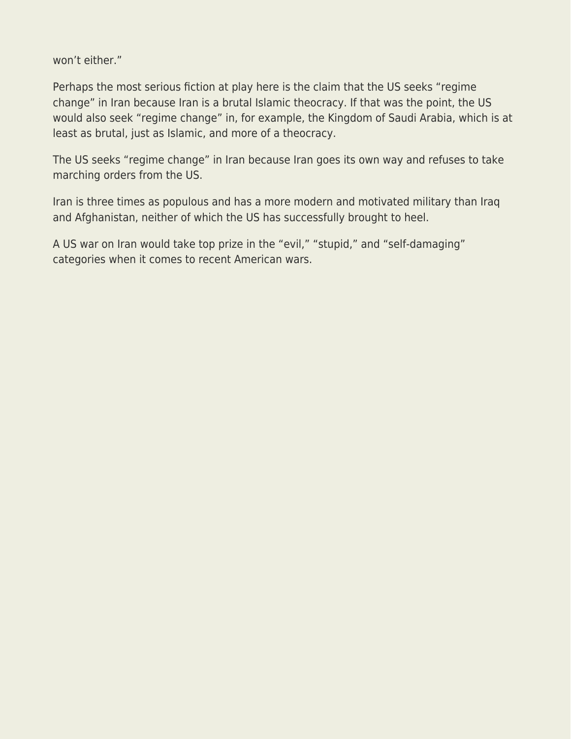won't either."

Perhaps the most serious fiction at play here is the claim that the US seeks "regime change" in Iran because Iran is a brutal Islamic theocracy. If that was the point, the US would also seek "regime change" in, for example, the Kingdom of Saudi Arabia, which is at least as brutal, just as Islamic, and more of a theocracy.

The US seeks "regime change" in Iran because Iran goes its own way and refuses to take marching orders from the US.

Iran is three times as populous and has a more modern and motivated military than Iraq and Afghanistan, neither of which the US has successfully brought to heel.

A US war on Iran would take top prize in the "evil," "stupid," and "self-damaging" categories when it comes to recent American wars.